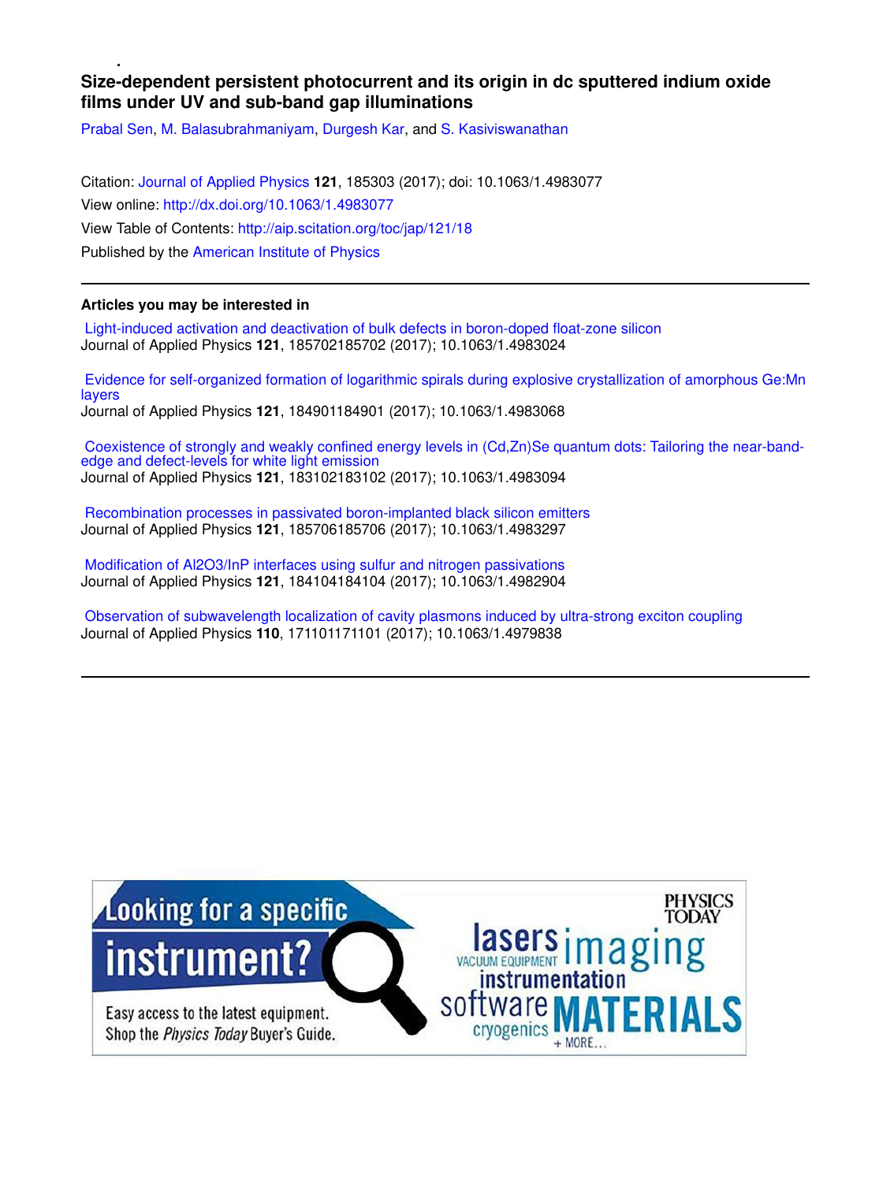# Size-dependent persistent photocurrent and its origin in dc sputtered indium oxide films under UV and sub-band gap illuminations

Prabal Sen, M. Balasubrahmaniyam, Durgesh Kar, and S. Kasiviswanathan

Citation: Journal of Applied Physics **121**, 185303 (2017); doi: 10.1063/1.4983077
View online: http://dx.doi.org/10.1063/1.4983077
View Table of Contents: http://aip.scitation.org/toc/jap/121/18
Published by the American Institute of Physics

---

## Articles you may be interested in

Light-induced activation and deactivation of bulk defects in boron-doped float-zone silicon
Journal of Applied Physics **121**, 185702185702 (2017); 10.1063/1.4983024

Evidence for self-organized formation of logarithmic spirals during explosive crystallization of amorphous Ge:Mn layers
Journal of Applied Physics **121**, 184901184901 (2017); 10.1063/1.4983068

Coexistence of strongly and weakly confined energy levels in (Cd,Zn)Se quantum dots: Tailoring the near-band-edge and defect-levels for white light emission
Journal of Applied Physics **121**, 183102183102 (2017); 10.1063/1.4983094

Recombination processes in passivated boron-implanted black silicon emitters
Journal of Applied Physics **121**, 185706185706 (2017); 10.1063/1.4983297

Modification of Al2O3/InP interfaces using sulfur and nitrogen passivations
Journal of Applied Physics **121**, 184104184104 (2017); 10.1063/1.4982904

Observation of subwavelength localization of cavity plasmons induced by ultra-strong exciton coupling
Journal of Applied Physics **110**, 171101171101 (2017); 10.1063/1.4979838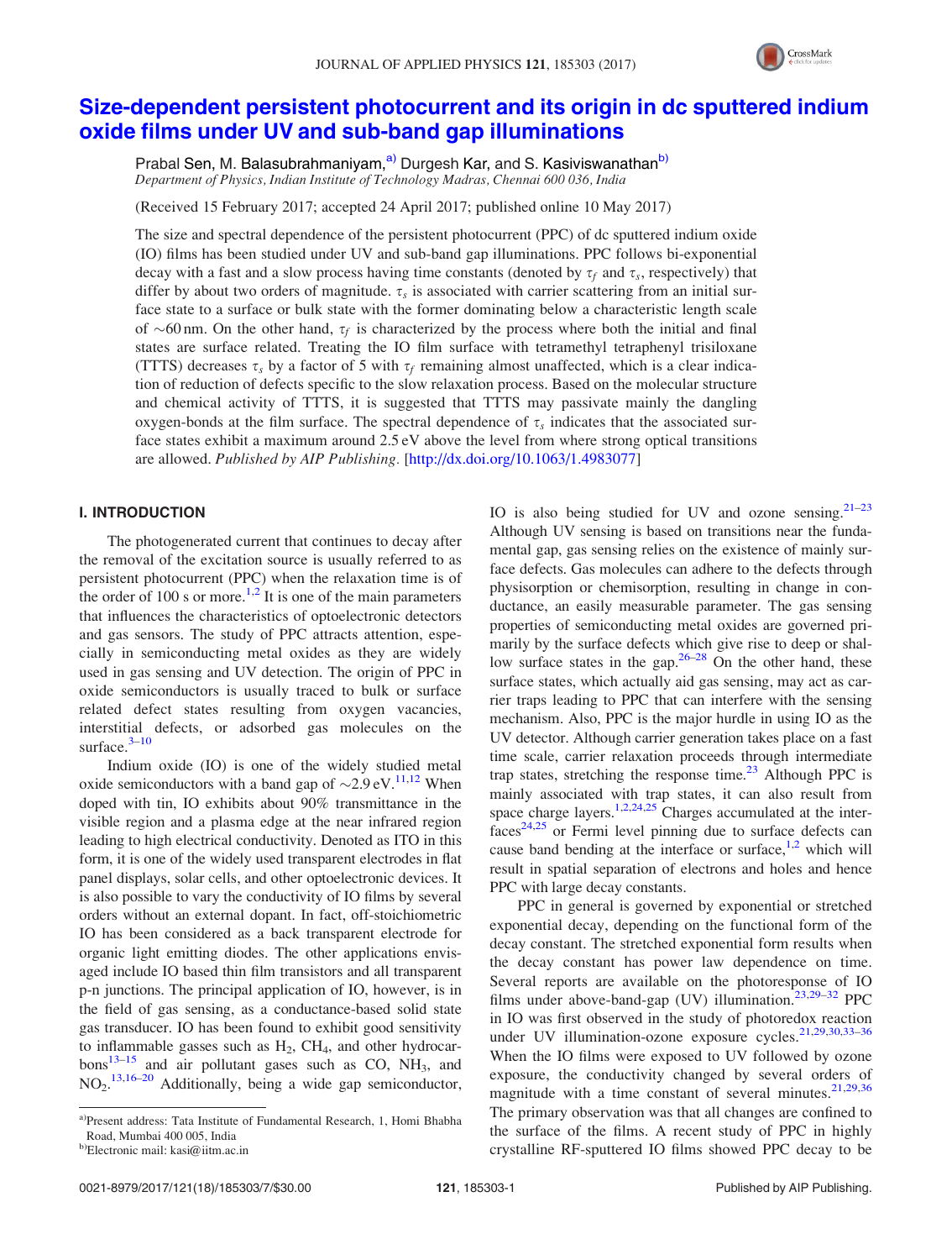# Size-dependent persistent photocurrent and its origin in dc sputtered indium oxide films under UV and sub-band gap illuminations

Prabal Sen, M. Balasubrahmaniyam,[a)] Durgesh Kar, and S. Kasiviswanathan[b)]

*Department of Physics, Indian Institute of Technology Madras, Chennai 600 036, India*

(Received 15 February 2017; accepted 24 April 2017; published online 10 May 2017)

The size and spectral dependence of the persistent photocurrent (PPC) of dc sputtered indium oxide (IO) films has been studied under UV and sub-band gap illuminations. PPC follows bi-exponential decay with a fast and a slow process having time constants (denoted by $\tau_f$ and $\tau_s$, respectively) that differ by about two orders of magnitude. $\tau_s$ is associated with carrier scattering from an initial surface state to a surface or bulk state with the former dominating below a characteristic length scale of ~60 nm. On the other hand, $\tau_f$ is characterized by the process where both the initial and final states are surface related. Treating the IO film surface with tetramethyl tetraphenyl trisiloxane (TTTS) decreases $\tau_s$ by a factor of 5 with $\tau_f$ remaining almost unaffected, which is a clear indication of reduction of defects specific to the slow relaxation process. Based on the molecular structure and chemical activity of TTTS, it is suggested that TTTS may passivate mainly the dangling oxygen-bonds at the film surface. The spectral dependence of $\tau_s$ indicates that the associated surface states exhibit a maximum around 2.5 eV above the level from where strong optical transitions are allowed. *Published by AIP Publishing.* [http://dx.doi.org/10.1063/1.4983077]

## I. INTRODUCTION

The photogenerated current that continues to decay after the removal of the excitation source is usually referred to as persistent photocurrent (PPC) when the relaxation time is of the order of 100 s or more.[1,2] It is one of the main parameters that influences the characteristics of optoelectronic detectors and gas sensors. The study of PPC attracts attention, especially in semiconducting metal oxides as they are widely used in gas sensing and UV detection. The origin of PPC in oxide semiconductors is usually traced to bulk or surface related defect states resulting from oxygen vacancies, interstitial defects, or adsorbed gas molecules on the surface.[3–10]

Indium oxide (IO) is one of the widely studied metal oxide semiconductors with a band gap of ~2.9 eV.[11,12] When doped with tin, IO exhibits about 90% transmittance in the visible region and a plasma edge at the near infrared region leading to high electrical conductivity. Denoted as ITO in this form, it is one of the widely used transparent electrodes in flat panel displays, solar cells, and other optoelectronic devices. It is also possible to vary the conductivity of IO films by several orders without an external dopant. In fact, off-stoichiometric IO has been considered as a back transparent electrode for organic light emitting diodes. The other applications envisaged include IO based thin film transistors and all transparent p-n junctions. The principal application of IO, however, is in the field of gas sensing, as a conductance-based solid state gas transducer. IO has been found to exhibit good sensitivity to inflammable gasses such as $H_2$, $CH_4$, and other hydrocarbons[13–15] and air pollutant gases such as CO, $NH_3$, and $NO_2$.[13,16–20] Additionally, being a wide gap semiconductor, IO is also being studied for UV and ozone sensing.[21–23] Although UV sensing is based on transitions near the fundamental gap, gas sensing relies on the existence of mainly surface defects. Gas molecules can adhere to the defects through physisorption or chemisorption, resulting in change in conductance, an easily measurable parameter. The gas sensing properties of semiconducting metal oxides are governed primarily by the surface defects which give rise to deep or shallow surface states in the gap.[26–28] On the other hand, these surface states, which actually aid gas sensing, may act as carrier traps leading to PPC that can interfere with the sensing mechanism. Also, PPC is the major hurdle in using IO as the UV detector. Although carrier generation takes place on a fast time scale, carrier relaxation proceeds through intermediate trap states, stretching the response time.[23] Although PPC is mainly associated with trap states, it can also result from space charge layers.[1,2,24,25] Charges accumulated at the interfaces[24,25] or Fermi level pinning due to surface defects can cause band bending at the interface or surface,[1,2] which will result in spatial separation of electrons and holes and hence PPC with large decay constants.

PPC in general is governed by exponential or stretched exponential decay, depending on the functional form of the decay constant. The stretched exponential form results when the decay constant has power law dependence on time. Several reports are available on the photoresponse of IO films under above-band-gap (UV) illumination.[23,29–32] PPC in IO was first observed in the study of photoredox reaction under UV illumination-ozone exposure cycles.[21,29,30,33–36] When the IO films were exposed to UV followed by ozone exposure, the conductivity changed by several orders of magnitude with a time constant of several minutes.[21,29,36] The primary observation was that all changes are confined to the surface of the films. A recent study of PPC in highly crystalline RF-sputtered IO films showed PPC decay to be

---

[a)]Present address: Tata Institute of Fundamental Research, 1, Homi Bhabha Road, Mumbai 400 005, India

[b)]Electronic mail: kasi@iitm.ac.in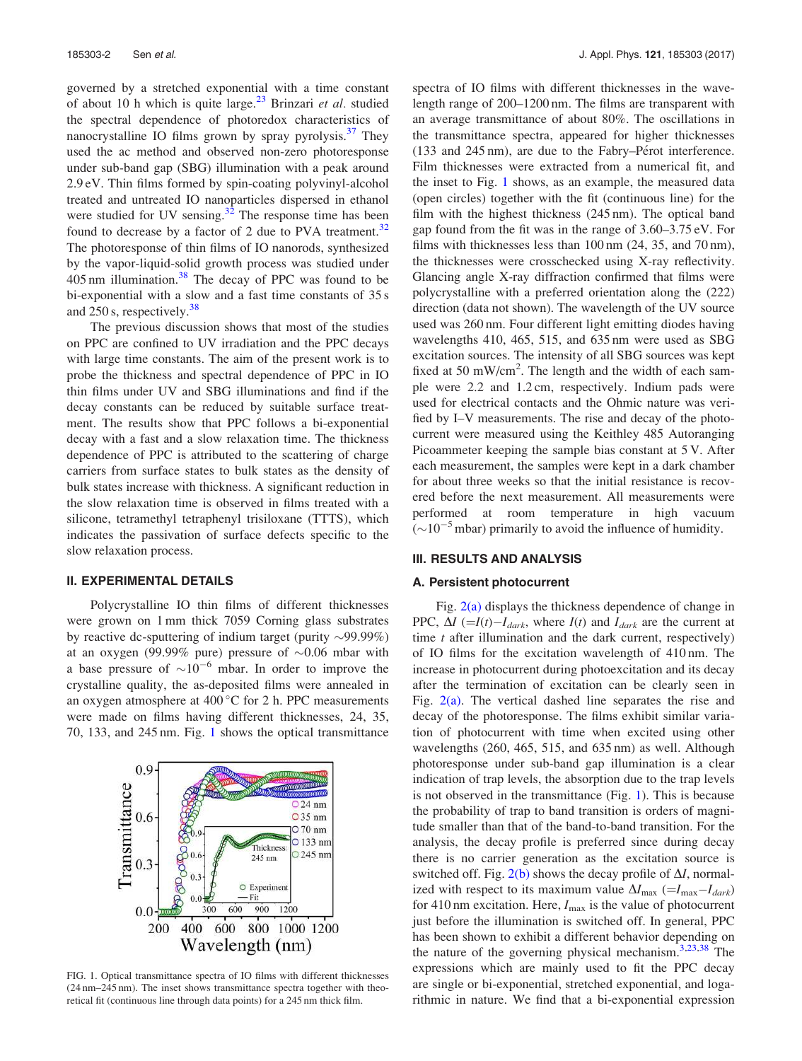governed by a stretched exponential with a time constant of about 10 h which is quite large.[23] Brinzari *et al.* studied the spectral dependence of photoredox characteristics of nanocrystalline IO films grown by spray pyrolysis.[37] They used the ac method and observed non-zero photoresponse under sub-band gap (SBG) illumination with a peak around 2.9 eV. Thin films formed by spin-coating polyvinyl-alcohol treated and untreated IO nanoparticles dispersed in ethanol were studied for UV sensing.[32] The response time has been found to decrease by a factor of 2 due to PVA treatment.[32] The photoresponse of thin films of IO nanorods, synthesized by the vapor-liquid-solid growth process was studied under 405 nm illumination.[38] The decay of PPC was found to be bi-exponential with a slow and a fast time constants of 35 s and 250 s, respectively.[38]

The previous discussion shows that most of the studies on PPC are confined to UV irradiation and the PPC decays with large time constants. The aim of the present work is to probe the thickness and spectral dependence of PPC in IO thin films under UV and SBG illuminations and find if the decay constants can be reduced by suitable surface treatment. The results show that PPC follows a bi-exponential decay with a fast and a slow relaxation time. The thickness dependence of PPC is attributed to the scattering of charge carriers from surface states to bulk states as the density of bulk states increase with thickness. A significant reduction in the slow relaxation time is observed in films treated with a silicone, tetramethyl tetraphenyl trisiloxane (TTTS), which indicates the passivation of surface defects specific to the slow relaxation process.

## II. EXPERIMENTAL DETAILS

Polycrystalline IO thin films of different thicknesses were grown on 1 mm thick 7059 Corning glass substrates by reactive dc-sputtering of indium target (purity ~99.99%) at an oxygen (99.99% pure) pressure of ~0.06 mbar with a base pressure of ~$10^{-6}$ mbar. In order to improve the crystalline quality, the as-deposited films were annealed in an oxygen atmosphere at 400 °C for 2 h. PPC measurements were made on films having different thicknesses, 24, 35, 70, 133, and 245 nm. Fig. 1 shows the optical transmittance spectra of IO films with different thicknesses in the wavelength range of 200–1200 nm. The films are transparent with an average transmittance of about 80%. The oscillations in the transmittance spectra, appeared for higher thicknesses (133 and 245 nm), are due to the Fabry–Pérot interference. Film thicknesses were extracted from a numerical fit, and the inset to Fig. 1 shows, as an example, the measured data (open circles) together with the fit (continuous line) for the film with the highest thickness (245 nm). The optical band gap found from the fit was in the range of 3.60–3.75 eV. For films with thicknesses less than 100 nm (24, 35, and 70 nm), the thicknesses were crosschecked using X-ray reflectivity. Glancing angle X-ray diffraction confirmed that films were polycrystalline with a preferred orientation along the (222) direction (data not shown). The wavelength of the UV source used was 260 nm. Four different light emitting diodes having wavelengths 410, 465, 515, and 635 nm were used as SBG excitation sources. The intensity of all SBG sources was kept fixed at 50 mW/cm$^2$. The length and the width of each sample were 2.2 and 1.2 cm, respectively. Indium pads were used for electrical contacts and the Ohmic nature was verified by I–V measurements. The rise and decay of the photocurrent were measured using the Keithley 485 Autoranging Picoammeter keeping the sample bias constant at 5 V. After each measurement, the samples were kept in a dark chamber for about three weeks so that the initial resistance is recovered before the next measurement. All measurements were performed at room temperature in high vacuum (~$10^{-5}$ mbar) primarily to avoid the influence of humidity.

FIG. 1. Optical transmittance spectra of IO films with different thicknesses (24 nm–245 nm). The inset shows transmittance spectra together with theoretical fit (continuous line through data points) for a 245 nm thick film.

## III. RESULTS AND ANALYSIS

### A. Persistent photocurrent

Fig. 2(a) displays the thickness dependence of change in PPC, $\Delta I$ ($=I(t)-I_{dark}$, where $I(t)$ and $I_{dark}$ are the current at time $t$ after illumination and the dark current, respectively) of IO films for the excitation wavelength of 410 nm. The increase in photocurrent during photoexcitation and its decay after the termination of excitation can be clearly seen in Fig. 2(a). The vertical dashed line separates the rise and decay of the photoresponse. The films exhibit similar variation of photocurrent with time when excited using other wavelengths (260, 465, 515, and 635 nm) as well. Although photoresponse under sub-band gap illumination is a clear indication of trap levels, the absorption due to the trap levels is not observed in the transmittance (Fig. 1). This is because the probability of trap to band transition is orders of magnitude smaller than that of the band-to-band transition. For the analysis, the decay profile is preferred since during decay there is no carrier generation as the excitation source is switched off. Fig. 2(b) shows the decay profile of $\Delta I$, normalized with respect to its maximum value $\Delta I_{max}$ ($=I_{max}-I_{dark}$) for 410 nm excitation. Here, $I_{max}$ is the value of photocurrent just before the illumination is switched off. In general, PPC has been shown to exhibit a different behavior depending on the nature of the governing physical mechanism.[3,23,38] The expressions which are mainly used to fit the PPC decay are single or bi-exponential, stretched exponential, and logarithmic in nature. We find that a bi-exponential expression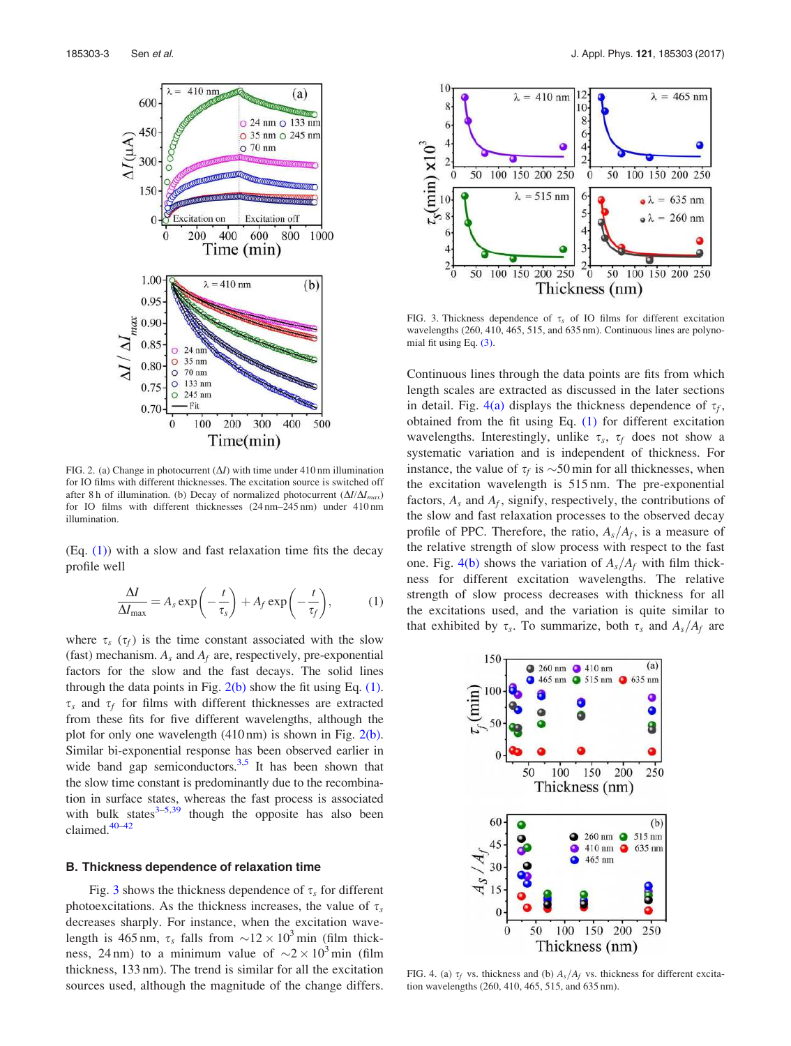FIG. 2. (a) Change in photocurrent ($\Delta I$) with time under 410 nm illumination for IO films with different thicknesses. The excitation source is switched off after 8 h of illumination. (b) Decay of normalized photocurrent ($\Delta I/\Delta I_{max}$) for IO films with different thicknesses (24 nm–245 nm) under 410 nm illumination.

(Eq. (1)) with a slow and fast relaxation time fits the decay profile well

$$\frac{\Delta I}{\Delta I_{\max}} = A_s \exp\left(-\frac{t}{\tau_s}\right) + A_f \exp\left(-\frac{t}{\tau_f}\right), \qquad (1)$$

where $\tau_s$ ($\tau_f$) is the time constant associated with the slow (fast) mechanism. $A_s$ and $A_f$ are, respectively, pre-exponential factors for the slow and the fast decays. The solid lines through the data points in Fig. 2(b) show the fit using Eq. (1). $\tau_s$ and $\tau_f$ for films with different thicknesses are extracted from these fits for five different wavelengths, although the plot for only one wavelength (410 nm) is shown in Fig. 2(b). Similar bi-exponential response has been observed earlier in wide band gap semiconductors.[3,5] It has been shown that the slow time constant is predominantly due to the recombination in surface states, whereas the fast process is associated with bulk states[3–5,39] though the opposite has also been claimed.[40–42]

### B. Thickness dependence of relaxation time

Fig. 3 shows the thickness dependence of $\tau_s$ for different photoexcitations. As the thickness increases, the value of $\tau_s$ decreases sharply. For instance, when the excitation wavelength is 465 nm, $\tau_s$ falls from $\sim 12 \times 10^3$ min (film thickness, 24 nm) to a minimum value of $\sim 2 \times 10^3$ min (film thickness, 133 nm). The trend is similar for all the excitation sources used, although the magnitude of the change differs.

FIG. 3. Thickness dependence of $\tau_s$ of IO films for different excitation wavelengths (260, 410, 465, 515, and 635 nm). Continuous lines are polynomial fit using Eq. (3).

Continuous lines through the data points are fits from which length scales are extracted as discussed in the later sections in detail. Fig. 4(a) displays the thickness dependence of $\tau_f$, obtained from the fit using Eq. (1) for different excitation wavelengths. Interestingly, unlike $\tau_s$, $\tau_f$ does not show a systematic variation and is independent of thickness. For instance, the value of $\tau_f$ is $\sim$50 min for all thicknesses, when the excitation wavelength is 515 nm. The pre-exponential factors, $A_s$ and $A_f$, signify, respectively, the contributions of the slow and fast relaxation processes to the observed decay profile of PPC. Therefore, the ratio, $A_s/A_f$, is a measure of the relative strength of slow process with respect to the fast one. Fig. 4(b) shows the variation of $A_s/A_f$ with film thickness for different excitation wavelengths. The relative strength of slow process decreases with thickness for all the excitations used, and the variation is quite similar to that exhibited by $\tau_s$. To summarize, both $\tau_s$ and $A_s/A_f$ are

FIG. 4. (a) $\tau_f$ vs. thickness and (b) $A_s/A_f$ vs. thickness for different excitation wavelengths (260, 410, 465, 515, and 635 nm).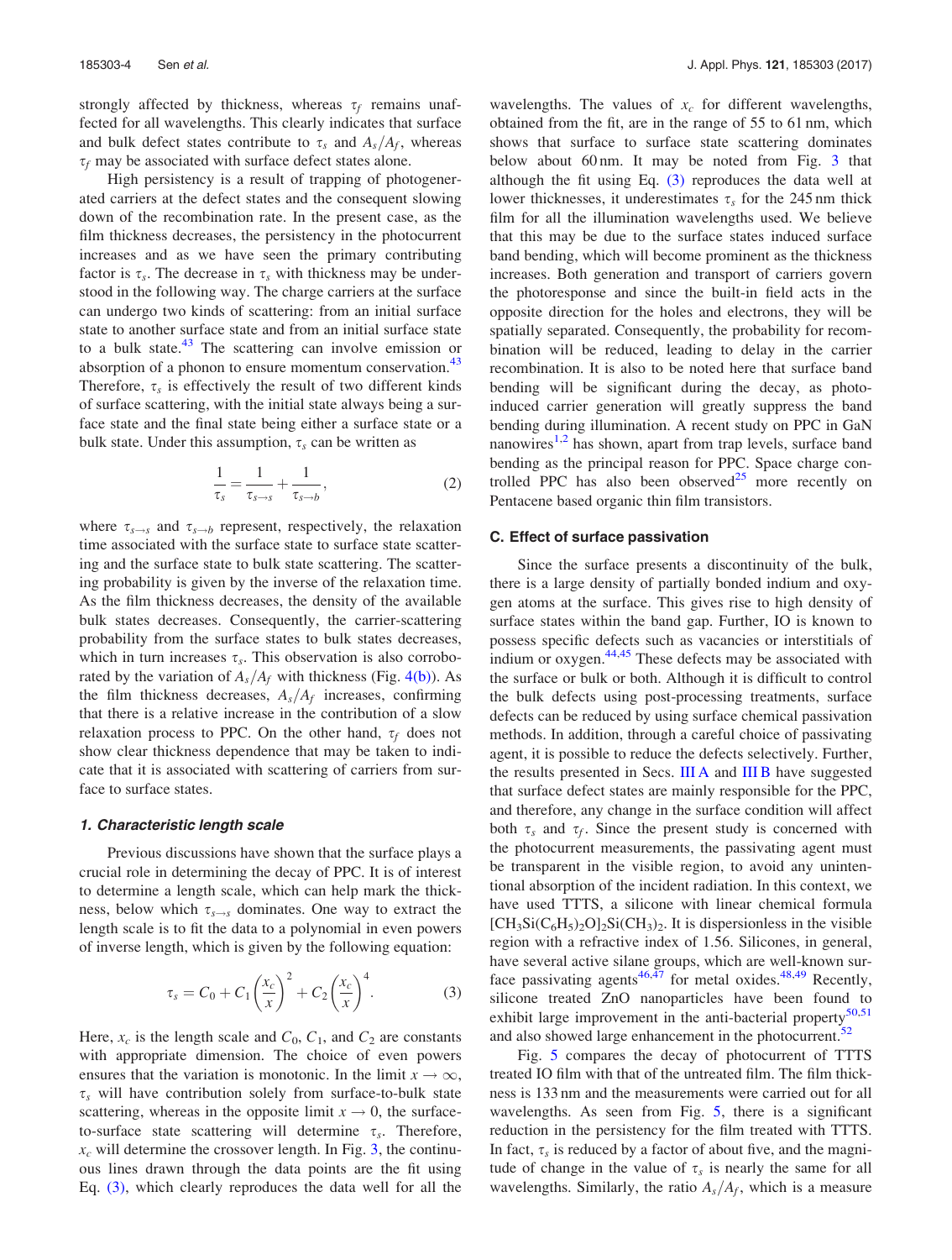strongly affected by thickness, whereas $\tau_f$ remains unaffected for all wavelengths. This clearly indicates that surface and bulk defect states contribute to $\tau_s$ and $A_s/A_f$, whereas $\tau_f$ may be associated with surface defect states alone.

High persistency is a result of trapping of photogenerated carriers at the defect states and the consequent slowing down of the recombination rate. In the present case, as the film thickness decreases, the persistency in the photocurrent increases and as we have seen the primary contributing factor is $\tau_s$. The decrease in $\tau_s$ with thickness may be understood in the following way. The charge carriers at the surface can undergo two kinds of scattering: from an initial surface state to another surface state and from an initial surface state to a bulk state.[43] The scattering can involve emission or absorption of a phonon to ensure momentum conservation.[43] Therefore, $\tau_s$ is effectively the result of two different kinds of surface scattering, with the initial state always being a surface state and the final state being either a surface state or a bulk state. Under this assumption, $\tau_s$ can be written as

$$\frac{1}{\tau_s} = \frac{1}{\tau_{s \to s}} + \frac{1}{\tau_{s \to b}}, \tag{2}$$

where $\tau_{s \to s}$ and $\tau_{s \to b}$ represent, respectively, the relaxation time associated with the surface state to surface state scattering and the surface state to bulk state scattering. The scattering probability is given by the inverse of the relaxation time. As the film thickness decreases, the density of the available bulk states decreases. Consequently, the carrier-scattering probability from the surface states to bulk states decreases, which in turn increases $\tau_s$. This observation is also corroborated by the variation of $A_s/A_f$ with thickness (Fig. 4(b)). As the film thickness decreases, $A_s/A_f$ increases, confirming that there is a relative increase in the contribution of a slow relaxation process to PPC. On the other hand, $\tau_f$ does not show clear thickness dependence that may be taken to indicate that it is associated with scattering of carriers from surface to surface states.

#### 1. Characteristic length scale

Previous discussions have shown that the surface plays a crucial role in determining the decay of PPC. It is of interest to determine a length scale, which can help mark the thickness, below which $\tau_{s \to s}$ dominates. One way to extract the length scale is to fit the data to a polynomial in even powers of inverse length, which is given by the following equation:

$$\tau_s = C_0 + C_1 \left(\frac{x_c}{x}\right)^2 + C_2 \left(\frac{x_c}{x}\right)^4. \tag{3}$$

Here, $x_c$ is the length scale and $C_0$, $C_1$, and $C_2$ are constants with appropriate dimension. The choice of even powers ensures that the variation is monotonic. In the limit $x \to \infty$, $\tau_s$ will have contribution solely from surface-to-bulk state scattering, whereas in the opposite limit $x \to 0$, the surface-to-surface state scattering will determine $\tau_s$. Therefore, $x_c$ will determine the crossover length. In Fig. 3, the continuous lines drawn through the data points are the fit using Eq. (3), which clearly reproduces the data well for all the wavelengths. The values of $x_c$ for different wavelengths, obtained from the fit, are in the range of 55 to 61 nm, which shows that surface to surface state scattering dominates below about 60 nm. It may be noted from Fig. 3 that although the fit using Eq. (3) reproduces the data well at lower thicknesses, it underestimates $\tau_s$ for the 245 nm thick film for all the illumination wavelengths used. We believe that this may be due to the surface states induced surface band bending, which will become prominent as the thickness increases. Both generation and transport of carriers govern the photoresponse and since the built-in field acts in the opposite direction for the holes and electrons, they will be spatially separated. Consequently, the probability for recombination will be reduced, leading to delay in the carrier recombination. It is also to be noted here that surface band bending will be significant during the decay, as photo-induced carrier generation will greatly suppress the band bending during illumination. A recent study on PPC in GaN nanowires[1,2] has shown, apart from trap levels, surface band bending as the principal reason for PPC. Space charge controlled PPC has also been observed[25] more recently on Pentacene based organic thin film transistors.

### C. Effect of surface passivation

Since the surface presents a discontinuity of the bulk, there is a large density of partially bonded indium and oxygen atoms at the surface. This gives rise to high density of surface states within the band gap. Further, IO is known to possess specific defects such as vacancies or interstitials of indium or oxygen.[44,45] These defects may be associated with the surface or bulk or both. Although it is difficult to control the bulk defects using post-processing treatments, surface defects can be reduced by using surface chemical passivation methods. In addition, through a careful choice of passivating agent, it is possible to reduce the defects selectively. Further, the results presented in Secs. III A and III B have suggested that surface defect states are mainly responsible for the PPC, and therefore, any change in the surface condition will affect both $\tau_s$ and $\tau_f$. Since the present study is concerned with the photocurrent measurements, the passivating agent must be transparent in the visible region, to avoid any unintentional absorption of the incident radiation. In this context, we have used TTTS, a silicone with linear chemical formula $[CH_3Si(C_6H_5)_2O]_2Si(CH_3)_2$. It is dispersionless in the visible region with a refractive index of 1.56. Silicones, in general, have several active silane groups, which are well-known surface passivating agents[46,47] for metal oxides.[48,49] Recently, silicone treated ZnO nanoparticles have been found to exhibit large improvement in the anti-bacterial property[50,51] and also showed large enhancement in the photocurrent.[52]

Fig. 5 compares the decay of photocurrent of TTTS treated IO film with that of the untreated film. The film thickness is 133 nm and the measurements were carried out for all wavelengths. As seen from Fig. 5, there is a significant reduction in the persistency for the film treated with TTTS. In fact, $\tau_s$ is reduced by a factor of about five, and the magnitude of change in the value of $\tau_s$ is nearly the same for all wavelengths. Similarly, the ratio $A_s/A_f$, which is a measure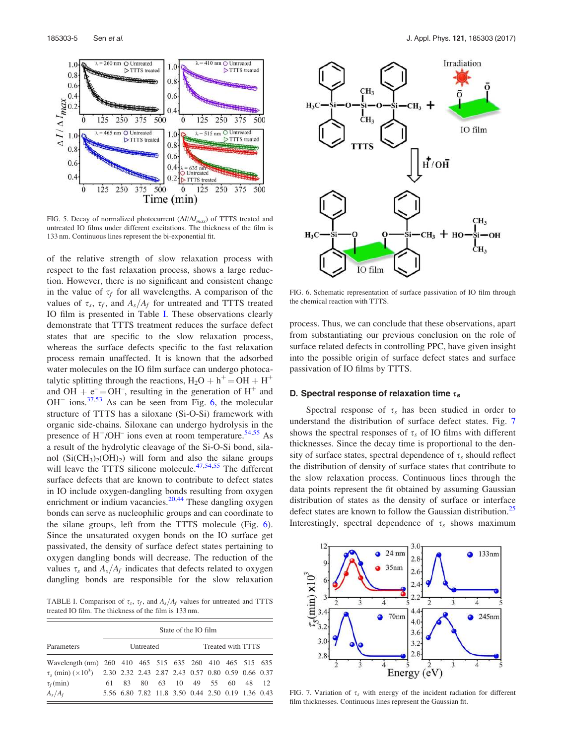FIG. 5. Decay of normalized photocurrent ($\Delta I/\Delta I_{max}$) of TTTS treated and untreated IO films under different excitations. The thickness of the film is 133 nm. Continuous lines represent the bi-exponential fit.

of the relative strength of slow relaxation process with respect to the fast relaxation process, shows a large reduction. However, there is no significant and consistent change in the value of $\tau_f$ for all wavelengths. A comparison of the values of $\tau_s$, $\tau_f$, and $A_s/A_f$ for untreated and TTTS treated IO film is presented in Table I. These observations clearly demonstrate that TTTS treatment reduces the surface defect states that are specific to the slow relaxation process, whereas the surface defects specific to the fast relaxation process remain unaffected. It is known that the adsorbed water molecules on the IO film surface can undergo photocatalytic splitting through the reactions, $H_2O + h^+ = OH + H^+$ and $OH + e^- = OH^-$, resulting in the generation of $H^+$ and $OH^-$ ions.[37,53] As can be seen from Fig. 6, the molecular structure of TTTS has a siloxane (Si-O-Si) framework with organic side-chains. Siloxane can undergo hydrolysis in the presence of $H^+$/$OH^-$ ions even at room temperature.[54,55] As a result of the hydrolytic cleavage of the Si-O-Si bond, silanol ($Si(CH_3)_2(OH)_2$) will form and also the silane groups will leave the TTTS silicone molecule.[47,54,55] The different surface defects that are known to contribute to defect states in IO include oxygen-dangling bonds resulting from oxygen enrichment or indium vacancies.[20,44] These dangling oxygen bonds can serve as nucleophilic groups and can coordinate to the silane groups, left from the TTTS molecule (Fig. 6). Since the unsaturated oxygen bonds on the IO surface get passivated, the density of surface defect states pertaining to oxygen dangling bonds will decrease. The reduction of the values $\tau_s$ and $A_s/A_f$ indicates that defects related to oxygen dangling bonds are responsible for the slow relaxation process. Thus, we can conclude that these observations, apart from substantiating our previous conclusion on the role of surface related defects in controlling PPC, have given insight into the possible origin of surface defect states and surface passivation of IO films by TTTS.

TABLE I. Comparison of $\tau_s$, $\tau_f$, and $A_s/A_f$ values for untreated and TTTS treated IO film. The thickness of the film is 133 nm.

| Parameters | State of the IO film | | | | | | | | | |
|---|---|---|---|---|---|---|---|---|---|---|
| | Untreated | | | | | Treated with TTTS | | | | |
| Wavelength (nm) | 260 | 410 | 465 | 515 | 635 | 260 | 410 | 465 | 515 | 635 |
| $\tau_s$ (min) ($\times 10^3$) | 2.30 | 2.32 | 2.43 | 2.87 | 2.43 | 0.57 | 0.80 | 0.59 | 0.66 | 0.37 |
| $\tau_f$ (min) | 61 | 83 | 80 | 63 | 10 | 49 | 55 | 60 | 48 | 12 |
| $A_s/A_f$ | 5.56 | 6.80 | 7.82 | 11.8 | 3.50 | 0.44 | 2.50 | 0.19 | 1.36 | 0.43 |

FIG. 6. Schematic representation of surface passivation of IO film through the chemical reaction with TTTS.

### D. Spectral response of relaxation time $\tau_s$

Spectral response of $\tau_s$ has been studied in order to understand the distribution of surface defect states. Fig. 7 shows the spectral responses of $\tau_s$ of IO films with different thicknesses. Since the decay time is proportional to the density of surface states, spectral dependence of $\tau_s$ should reflect the distribution of density of surface states that contribute to the slow relaxation process. Continuous lines through the data points represent the fit obtained by assuming Gaussian distribution of states as the density of surface or interface defect states are known to follow the Gaussian distribution.[25] Interestingly, spectral dependence of $\tau_s$ shows maximum

FIG. 7. Variation of $\tau_s$ with energy of the incident radiation for different film thicknesses. Continuous lines represent the Gaussian fit.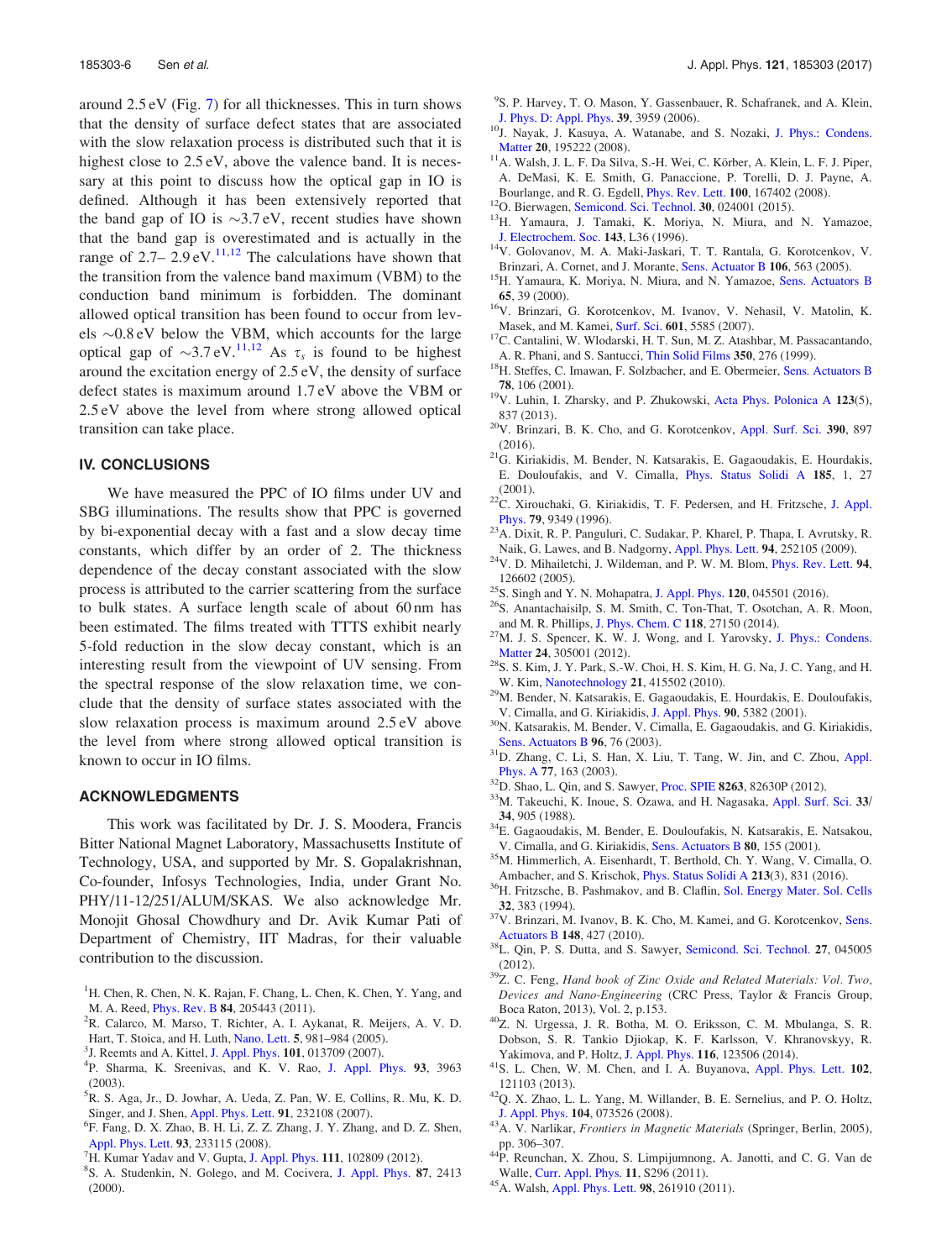around 2.5 eV (Fig. 7) for all thicknesses. This in turn shows that the density of surface defect states that are associated with the slow relaxation process is distributed such that it is highest close to 2.5 eV, above the valence band. It is necessary at this point to discuss how the optical gap in IO is defined. Although it has been extensively reported that the band gap of IO is ∼3.7 eV, recent studies have shown that the band gap is overestimated and is actually in the range of 2.7– 2.9 eV.[11,12] The calculations have shown that the transition from the valence band maximum (VBM) to the conduction band minimum is forbidden. The dominant allowed optical transition has been found to occur from levels ∼0.8 eV below the VBM, which accounts for the large optical gap of ∼3.7 eV.[11,12] As $\tau_s$ is found to be highest around the excitation energy of 2.5 eV, the density of surface defect states is maximum around 1.7 eV above the VBM or 2.5 eV above the level from where strong allowed optical transition can take place.

## IV. CONCLUSIONS

We have measured the PPC of IO films under UV and SBG illuminations. The results show that PPC is governed by bi-exponential decay with a fast and a slow decay time constants, which differ by an order of 2. The thickness dependence of the decay constant associated with the slow process is attributed to the carrier scattering from the surface to bulk states. A surface length scale of about 60 nm has been estimated. The films treated with TTTS exhibit nearly 5-fold reduction in the slow decay constant, which is an interesting result from the viewpoint of UV sensing. From the spectral response of the slow relaxation time, we conclude that the density of surface states associated with the slow relaxation process is maximum around 2.5 eV above the level from where strong allowed optical transition is known to occur in IO films.

## ACKNOWLEDGMENTS

This work was facilitated by Dr. J. S. Moodera, Francis Bitter National Magnet Laboratory, Massachusetts Institute of Technology, USA, and supported by Mr. S. Gopalakrishnan, Co-founder, Infosys Technologies, India, under Grant No. PHY/11-12/251/ALUM/SKAS. We also acknowledge Mr. Monojit Ghosal Chowdhury and Dr. Avik Kumar Pati of Department of Chemistry, IIT Madras, for their valuable contribution to the discussion.

[1] H. Chen, R. Chen, N. K. Rajan, F. Chang, L. Chen, K. Chen, Y. Yang, and M. A. Reed, Phys. Rev. B 84, 205443 (2011).
[2] R. Calarco, M. Marso, T. Richter, A. I. Aykanat, R. Meijers, A. V. D. Hart, T. Stoica, and H. Luth, Nano. Lett. 5, 981–984 (2005).
[3] J. Reemts and A. Kittel, J. Appl. Phys. 101, 013709 (2007).
[4] P. Sharma, K. Sreenivas, and K. V. Rao, J. Appl. Phys. 93, 3963 (2003).
[5] R. S. Aga, Jr., D. Jowhar, A. Ueda, Z. Pan, W. E. Collins, R. Mu, K. D. Singer, and J. Shen, Appl. Phys. Lett. 91, 232108 (2007).
[6] F. Fang, D. X. Zhao, B. H. Li, Z. Z. Zhang, J. Y. Zhang, and D. Z. Shen, Appl. Phys. Lett. 93, 233115 (2008).
[7] H. Kumar Yadav and V. Gupta, J. Appl. Phys. 111, 102809 (2012).
[8] S. A. Studenkin, N. Golego, and M. Cocivera, J. Appl. Phys. 87, 2413 (2000).
[9] S. P. Harvey, T. O. Mason, Y. Gassenbauer, R. Schafranek, and A. Klein, J. Phys. D: Appl. Phys. 39, 3959 (2006).
[10] J. Nayak, J. Kasuya, A. Watanabe, and S. Nozaki, J. Phys.: Condens. Matter 20, 195222 (2008).
[11] A. Walsh, J. L. F. Da Silva, S.-H. Wei, C. Körber, A. Klein, L. F. J. Piper, A. DeMasi, K. E. Smith, G. Panaccione, P. Torelli, D. J. Payne, A. Bourlange, and R. G. Egdell, Phys. Rev. Lett. 100, 167402 (2008).
[12] O. Bierwagen, Semicond. Sci. Technol. 30, 024001 (2015).
[13] H. Yamaura, J. Tamaki, K. Moriya, N. Miura, and N. Yamazoe, J. Electrochem. Soc. 143, L36 (1996).
[14] V. Golovanov, M. A. Maki-Jaskari, T. T. Rantala, G. Korotcenkov, V. Brinzari, A. Cornet, and J. Morante, Sens. Actuator B 106, 563 (2005).
[15] H. Yamaura, K. Moriya, N. Miura, and N. Yamazoe, Sens. Actuators B 65, 39 (2000).
[16] V. Brinzari, G. Korotcenkov, M. Ivanov, V. Nehasil, V. Matolin, K. Masek, and M. Kamei, Surf. Sci. 601, 5585 (2007).
[17] C. Cantalini, W. Wlodarski, H. T. Sun, M. Z. Atashbar, M. Passacantando, A. R. Phani, and S. Santucci, Thin Solid Films 350, 276 (1999).
[18] H. Steffes, C. Imawan, F. Solzbacher, and E. Obermeier, Sens. Actuators B 78, 106 (2001).
[19] V. Luhin, I. Zharsky, and P. Zhukowski, Acta Phys. Polonica A 123(5), 837 (2013).
[20] V. Brinzari, B. K. Cho, and G. Korotcenkov, Appl. Surf. Sci. 390, 897 (2016).
[21] G. Kiriakidis, M. Bender, N. Katsarakis, E. Gagaoudakis, E. Hourdakis, E. Douloufakis, and V. Cimalla, Phys. Status Solidi A 185, 1, 27 (2001).
[22] C. Xirouchaki, G. Kiriakidis, T. F. Pedersen, and H. Fritzsche, J. Appl. Phys. 79, 9349 (1996).
[23] A. Dixit, R. P. Panguluri, C. Sudakar, P. Kharel, P. Thapa, I. Avrutsky, R. Naik, G. Lawes, and B. Nadgorny, Appl. Phys. Lett. 94, 252105 (2009).
[24] V. D. Mihailetchi, J. Wildeman, and P. W. M. Blom, Phys. Rev. Lett. 94, 126602 (2005).
[25] S. Singh and Y. N. Mohapatra, J. Appl. Phys. 120, 045501 (2016).
[26] S. Anantachaisilp, S. M. Smith, C. Ton-That, T. Osotchan, A. R. Moon, and M. R. Phillips, J. Phys. Chem. C 118, 27150 (2014).
[27] M. J. S. Spencer, K. W. J. Wong, and I. Yarovsky, J. Phys.: Condens. Matter 24, 305001 (2012).
[28] S. S. Kim, J. Y. Park, S.-W. Choi, H. S. Kim, H. G. Na, J. C. Yang, and H. W. Kim, Nanotechnology 21, 415502 (2010).
[29] M. Bender, N. Katsarakis, E. Gagaoudakis, E. Hourdakis, E. Douloufakis, V. Cimalla, and G. Kiriakidis, J. Appl. Phys. 90, 5382 (2001).
[30] N. Katsarakis, M. Bender, V. Cimalla, E. Gagaoudakis, and G. Kiriakidis, Sens. Actuators B 96, 76 (2003).
[31] D. Zhang, C. Li, S. Han, X. Liu, T. Tang, W. Jin, and C. Zhou, Appl. Phys. A 77, 163 (2003).
[32] D. Shao, L. Qin, and S. Sawyer, Proc. SPIE 8263, 82630P (2012).
[33] M. Takeuchi, K. Inoue, S. Ozawa, and H. Nagasaka, Appl. Surf. Sci. 33/34, 905 (1988).
[34] E. Gagaoudakis, M. Bender, E. Douloufakis, N. Katsarakis, E. Natsakou, V. Cimalla, and G. Kiriakidis, Sens. Actuators B 80, 155 (2001).
[35] M. Himmerlich, A. Eisenhardt, T. Berthold, Ch. Y. Wang, V. Cimalla, O. Ambacher, and S. Krischok, Phys. Status Solidi A 213(3), 831 (2016).
[36] H. Fritzsche, B. Pashmakov, and B. Claflin, Sol. Energy Mater. Sol. Cells 32, 383 (1994).
[37] V. Brinzari, M. Ivanov, B. K. Cho, M. Kamei, and G. Korotcenkov, Sens. Actuators B 148, 427 (2010).
[38] L. Qin, P. S. Dutta, and S. Sawyer, Semicond. Sci. Technol. 27, 045005 (2012).
[39] Z. C. Feng, *Hand book of Zinc Oxide and Related Materials: Vol. Two, Devices and Nano-Engineering* (CRC Press, Taylor & Francis Group, Boca Raton, 2013), Vol. 2, p.153.
[40] Z. N. Urgessa, J. R. Botha, M. O. Eriksson, C. M. Mbulanga, S. R. Dobson, S. R. Tankio Djiokap, K. F. Karlsson, V. Khranovskyy, R. Yakimova, and P. Holtz, J. Appl. Phys. 116, 123506 (2014).
[41] S. L. Chen, W. M. Chen, and I. A. Buyanova, Appl. Phys. Lett. 102, 121103 (2013).
[42] Q. X. Zhao, L. L. Yang, M. Willander, B. E. Sernelius, and P. O. Holtz, J. Appl. Phys. 104, 073526 (2008).
[43] A. V. Narlikar, *Frontiers in Magnetic Materials* (Springer, Berlin, 2005), pp. 306–307.
[44] P. Reunchan, X. Zhou, S. Limpijumnong, A. Janotti, and C. G. Van de Walle, Curr. Appl. Phys. 11, S296 (2011).
[45] A. Walsh, Appl. Phys. Lett. 98, 261910 (2011).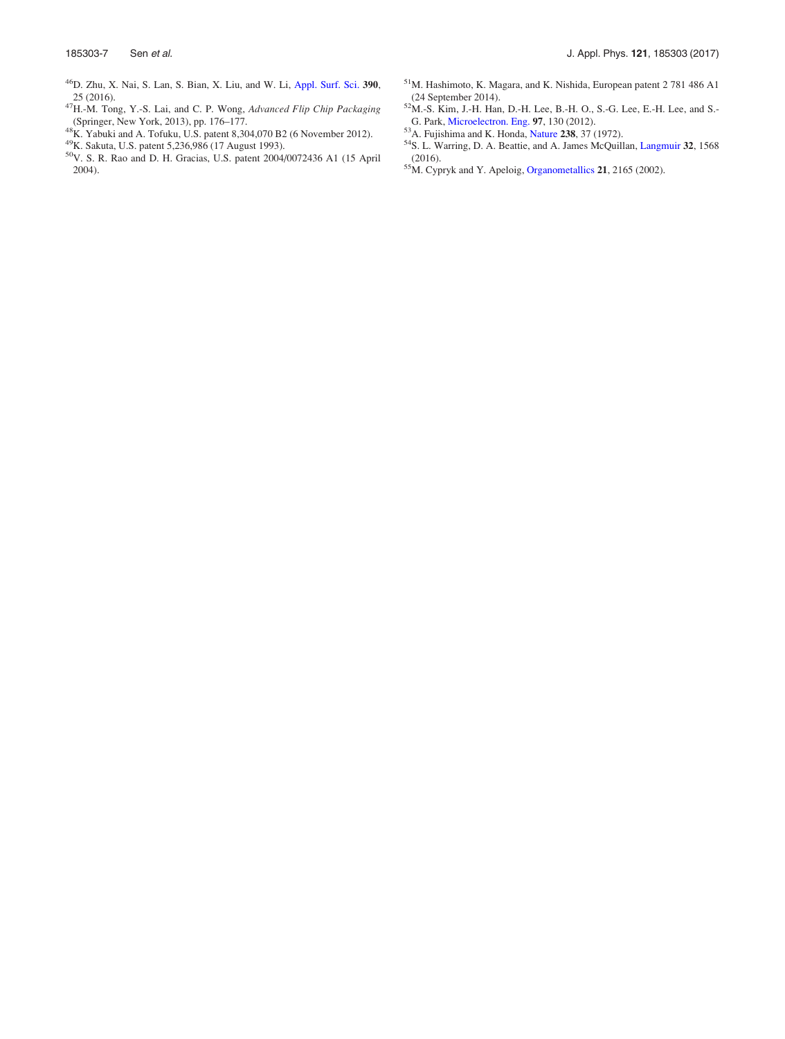[46] D. Zhu, X. Nai, S. Lan, S. Bian, X. Liu, and W. Li, Appl. Surf. Sci. **390**, 25 (2016).

[47] H.-M. Tong, Y.-S. Lai, and C. P. Wong, *Advanced Flip Chip Packaging* (Springer, New York, 2013), pp. 176–177.

[48] K. Yabuki and A. Tofuku, U.S. patent 8,304,070 B2 (6 November 2012).

[49] K. Sakuta, U.S. patent 5,236,986 (17 August 1993).

[50] V. S. R. Rao and D. H. Gracias, U.S. patent 2004/0072436 A1 (15 April 2004).

[51] M. Hashimoto, K. Magara, and K. Nishida, European patent 2 781 486 A1 (24 September 2014).

[52] M.-S. Kim, J.-H. Han, D.-H. Lee, B.-H. O., S.-G. Lee, E.-H. Lee, and S.-G. Park, Microelectron. Eng. **97**, 130 (2012).

[53] A. Fujishima and K. Honda, Nature **238**, 37 (1972).

[54] S. L. Warring, D. A. Beattie, and A. James McQuillan, Langmuir **32**, 1568 (2016).

[55] M. Cypryk and Y. Apeloig, Organometallics **21**, 2165 (2002).